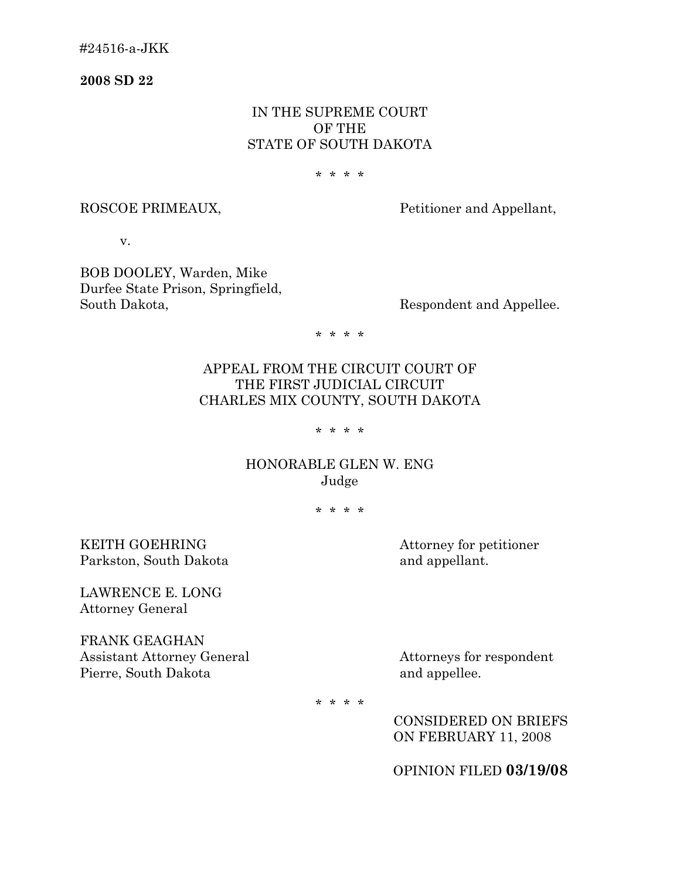#24516-a-JKK

**2008 SD 22**

IN THE SUPREME COURT
OF THE
STATE OF SOUTH DAKOTA

* * * *

ROSCOE PRIMEAUX, Petitioner and Appellant,

v.

BOB DOOLEY, Warden, Mike Durfee State Prison, Springfield, South Dakota, Respondent and Appellee.

* * * *

APPEAL FROM THE CIRCUIT COURT OF
THE FIRST JUDICIAL CIRCUIT
CHARLES MIX COUNTY, SOUTH DAKOTA

* * * *

HONORABLE GLEN W. ENG
Judge

* * * *

KEITH GOEHRING
Parkston, South Dakota

Attorney for petitioner and appellant.

LAWRENCE E. LONG
Attorney General

FRANK GEAGHAN
Assistant Attorney General
Pierre, South Dakota

Attorneys for respondent and appellee.

* * * *

CONSIDERED ON BRIEFS
ON FEBRUARY 11, 2008

OPINION FILED **03/19/08**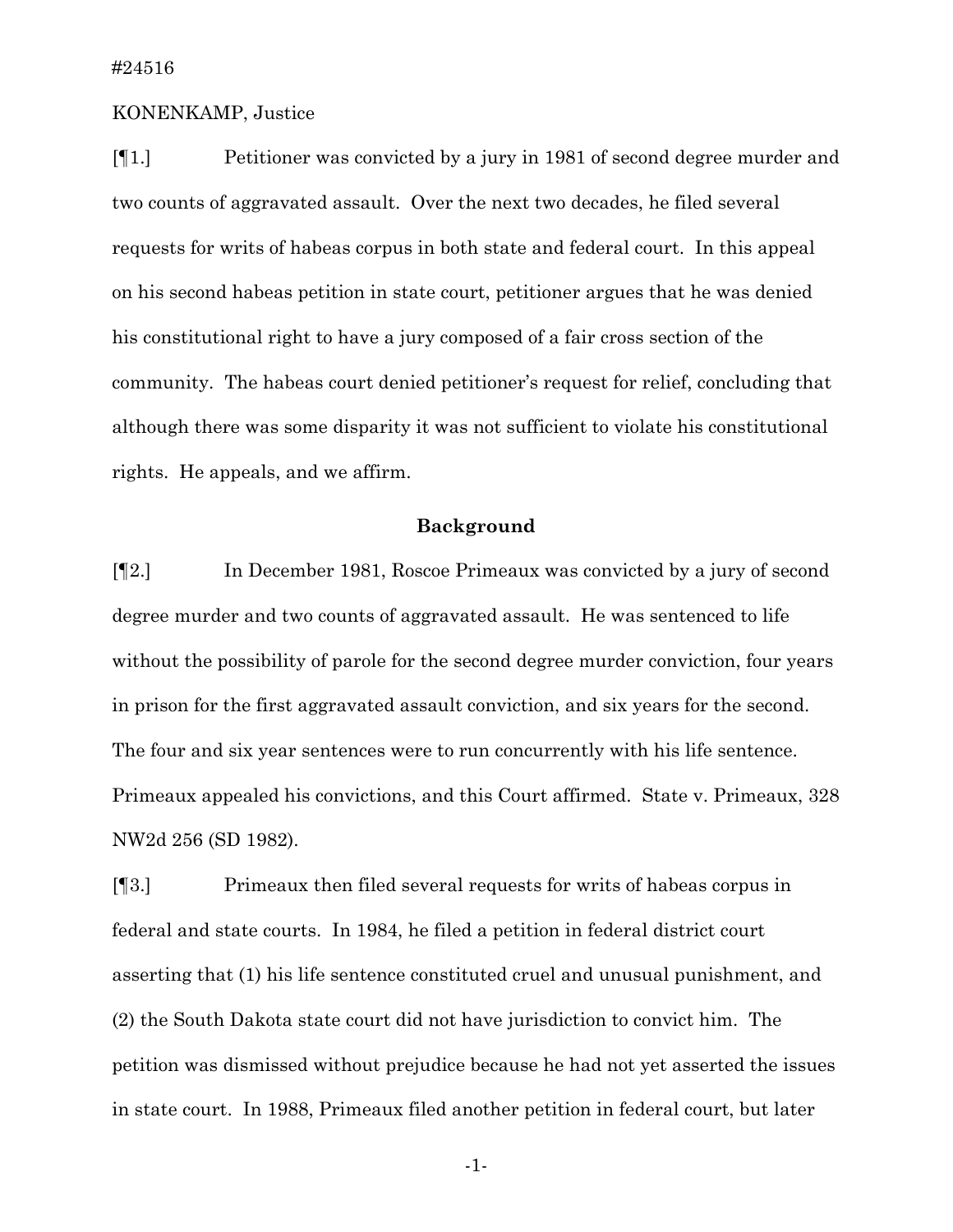#24516

KONENKAMP, Justice

[¶1.] Petitioner was convicted by a jury in 1981 of second degree murder and two counts of aggravated assault. Over the next two decades, he filed several requests for writs of habeas corpus in both state and federal court. In this appeal on his second habeas petition in state court, petitioner argues that he was denied his constitutional right to have a jury composed of a fair cross section of the community. The habeas court denied petitioner's request for relief, concluding that although there was some disparity it was not sufficient to violate his constitutional rights. He appeals, and we affirm.

## Background

[¶2.] In December 1981, Roscoe Primeaux was convicted by a jury of second degree murder and two counts of aggravated assault. He was sentenced to life without the possibility of parole for the second degree murder conviction, four years in prison for the first aggravated assault conviction, and six years for the second. The four and six year sentences were to run concurrently with his life sentence. Primeaux appealed his convictions, and this Court affirmed. State v. Primeaux, 328 NW2d 256 (SD 1982).

[¶3.] Primeaux then filed several requests for writs of habeas corpus in federal and state courts. In 1984, he filed a petition in federal district court asserting that (1) his life sentence constituted cruel and unusual punishment, and (2) the South Dakota state court did not have jurisdiction to convict him. The petition was dismissed without prejudice because he had not yet asserted the issues in state court. In 1988, Primeaux filed another petition in federal court, but later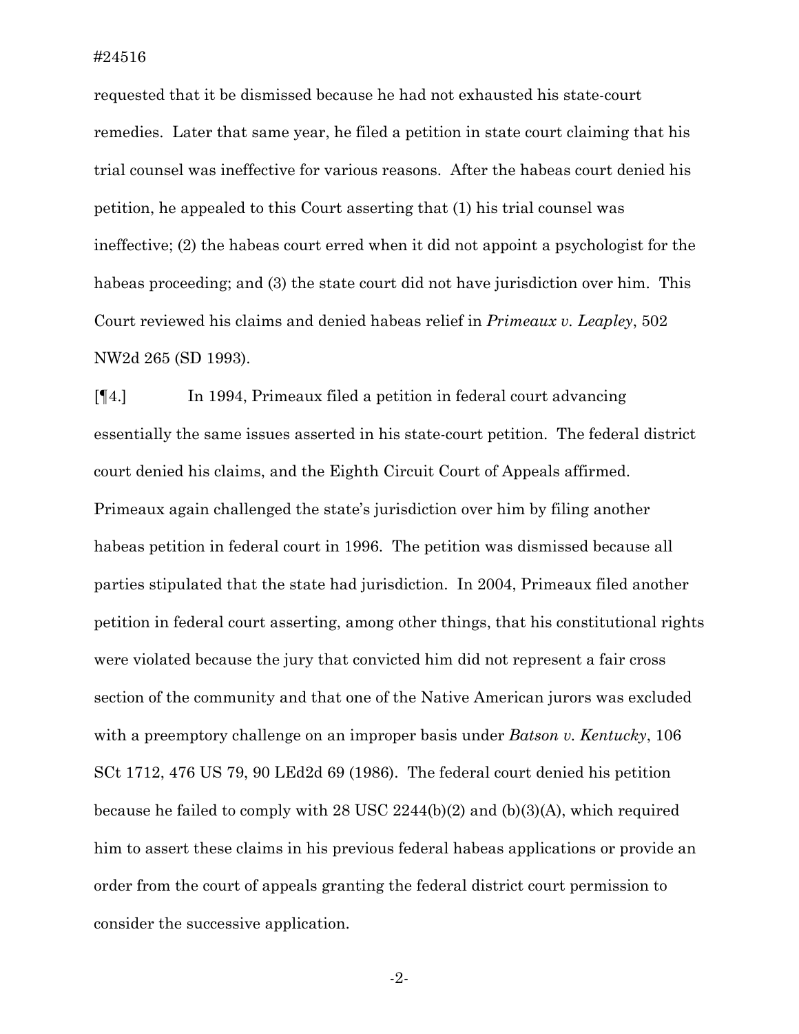requested that it be dismissed because he had not exhausted his state-court remedies. Later that same year, he filed a petition in state court claiming that his trial counsel was ineffective for various reasons. After the habeas court denied his petition, he appealed to this Court asserting that (1) his trial counsel was ineffective; (2) the habeas court erred when it did not appoint a psychologist for the habeas proceeding; and (3) the state court did not have jurisdiction over him. This Court reviewed his claims and denied habeas relief in *Primeaux v. Leapley*, 502 NW2d 265 (SD 1993).

[¶4.] In 1994, Primeaux filed a petition in federal court advancing essentially the same issues asserted in his state-court petition. The federal district court denied his claims, and the Eighth Circuit Court of Appeals affirmed. Primeaux again challenged the state's jurisdiction over him by filing another habeas petition in federal court in 1996. The petition was dismissed because all parties stipulated that the state had jurisdiction. In 2004, Primeaux filed another petition in federal court asserting, among other things, that his constitutional rights were violated because the jury that convicted him did not represent a fair cross section of the community and that one of the Native American jurors was excluded with a preemptory challenge on an improper basis under *Batson v. Kentucky*, 106 SCt 1712, 476 US 79, 90 LEd2d 69 (1986). The federal court denied his petition because he failed to comply with 28 USC 2244(b)(2) and (b)(3)(A), which required him to assert these claims in his previous federal habeas applications or provide an order from the court of appeals granting the federal district court permission to consider the successive application.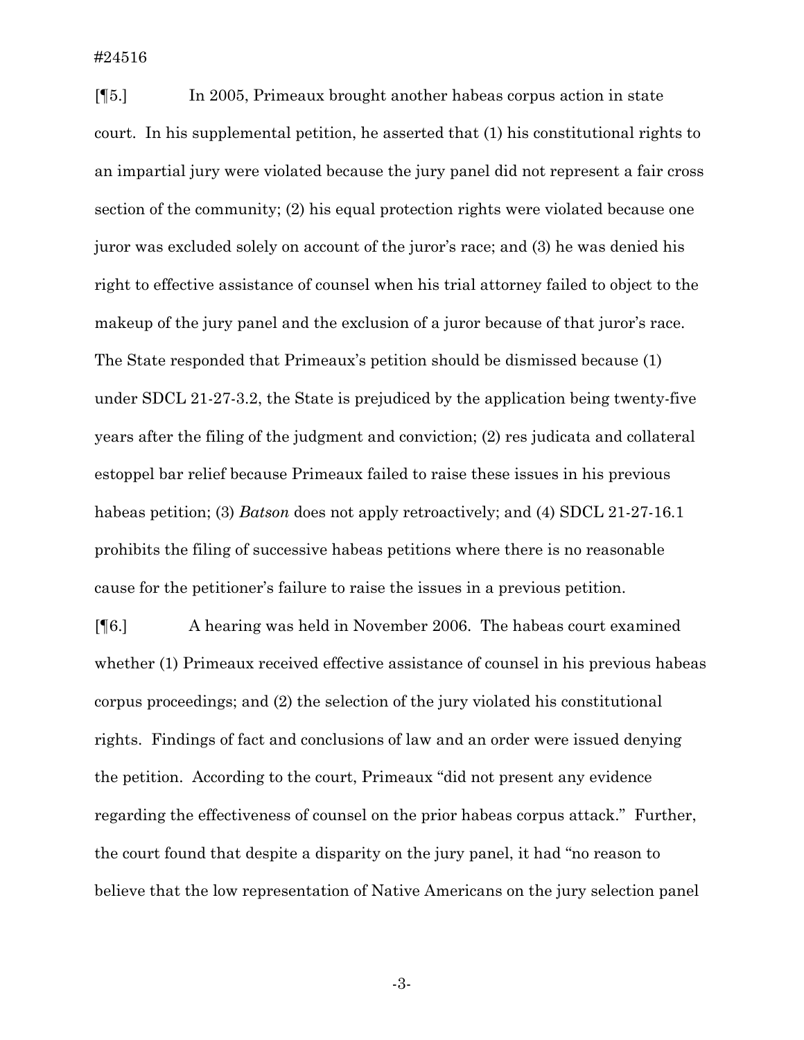[¶5.] In 2005, Primeaux brought another habeas corpus action in state court. In his supplemental petition, he asserted that (1) his constitutional rights to an impartial jury were violated because the jury panel did not represent a fair cross section of the community; (2) his equal protection rights were violated because one juror was excluded solely on account of the juror's race; and (3) he was denied his right to effective assistance of counsel when his trial attorney failed to object to the makeup of the jury panel and the exclusion of a juror because of that juror's race. The State responded that Primeaux's petition should be dismissed because (1) under SDCL 21-27-3.2, the State is prejudiced by the application being twenty-five years after the filing of the judgment and conviction; (2) res judicata and collateral estoppel bar relief because Primeaux failed to raise these issues in his previous habeas petition; (3) *Batson* does not apply retroactively; and (4) SDCL 21-27-16.1 prohibits the filing of successive habeas petitions where there is no reasonable cause for the petitioner's failure to raise the issues in a previous petition.

[¶6.] A hearing was held in November 2006. The habeas court examined whether (1) Primeaux received effective assistance of counsel in his previous habeas corpus proceedings; and (2) the selection of the jury violated his constitutional rights. Findings of fact and conclusions of law and an order were issued denying the petition. According to the court, Primeaux "did not present any evidence regarding the effectiveness of counsel on the prior habeas corpus attack." Further, the court found that despite a disparity on the jury panel, it had "no reason to believe that the low representation of Native Americans on the jury selection panel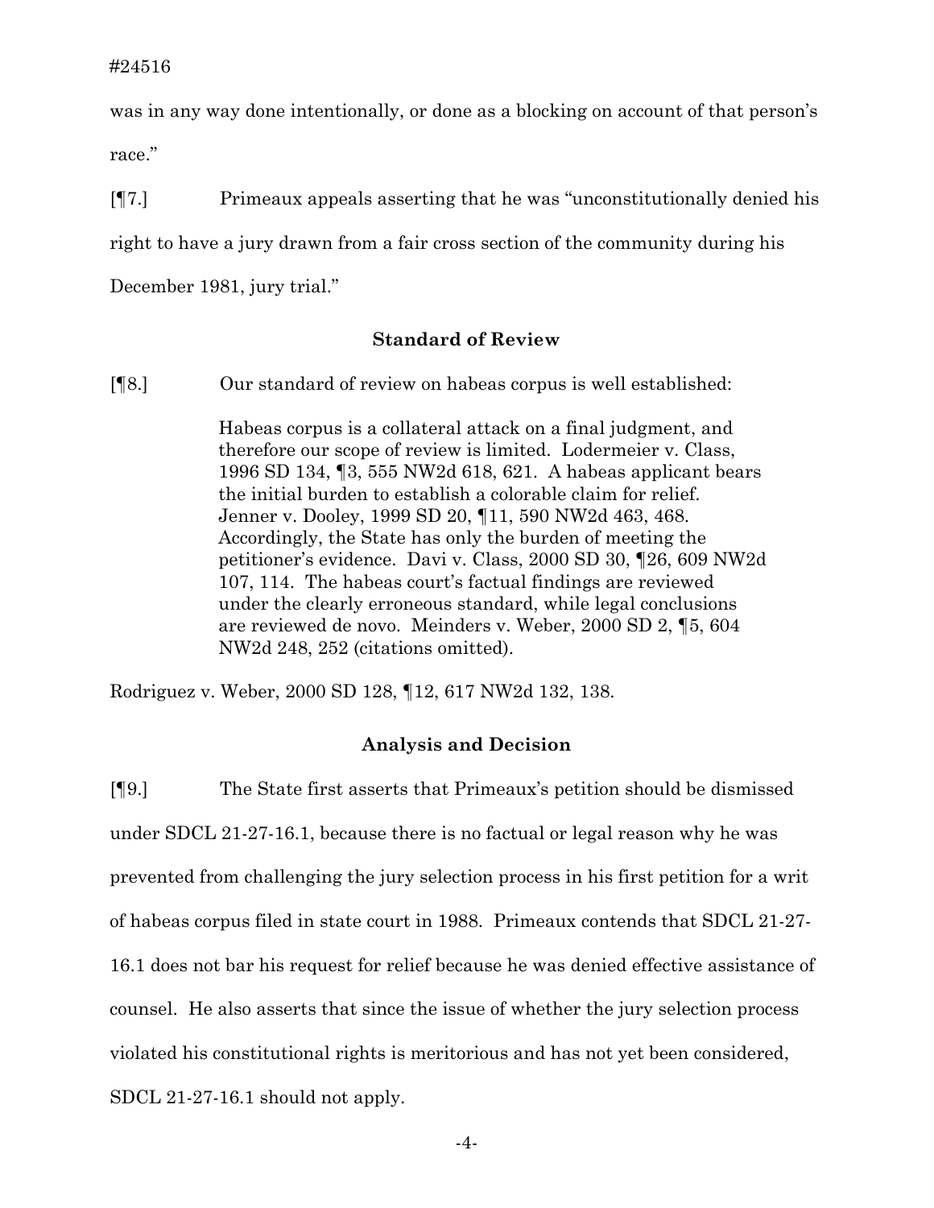was in any way done intentionally, or done as a blocking on account of that person's race."

[¶7.] Primeaux appeals asserting that he was "unconstitutionally denied his right to have a jury drawn from a fair cross section of the community during his December 1981, jury trial."

## Standard of Review

[¶8.] Our standard of review on habeas corpus is well established:

> Habeas corpus is a collateral attack on a final judgment, and therefore our scope of review is limited. Lodermeier v. Class, 1996 SD 134, ¶3, 555 NW2d 618, 621. A habeas applicant bears the initial burden to establish a colorable claim for relief. Jenner v. Dooley, 1999 SD 20, ¶11, 590 NW2d 463, 468. Accordingly, the State has only the burden of meeting the petitioner's evidence. Davi v. Class, 2000 SD 30, ¶26, 609 NW2d 107, 114. The habeas court's factual findings are reviewed under the clearly erroneous standard, while legal conclusions are reviewed de novo. Meinders v. Weber, 2000 SD 2, ¶5, 604 NW2d 248, 252 (citations omitted).

Rodriguez v. Weber, 2000 SD 128, ¶12, 617 NW2d 132, 138.

## Analysis and Decision

[¶9.] The State first asserts that Primeaux's petition should be dismissed under SDCL 21-27-16.1, because there is no factual or legal reason why he was prevented from challenging the jury selection process in his first petition for a writ of habeas corpus filed in state court in 1988. Primeaux contends that SDCL 21-27-16.1 does not bar his request for relief because he was denied effective assistance of counsel. He also asserts that since the issue of whether the jury selection process violated his constitutional rights is meritorious and has not yet been considered, SDCL 21-27-16.1 should not apply.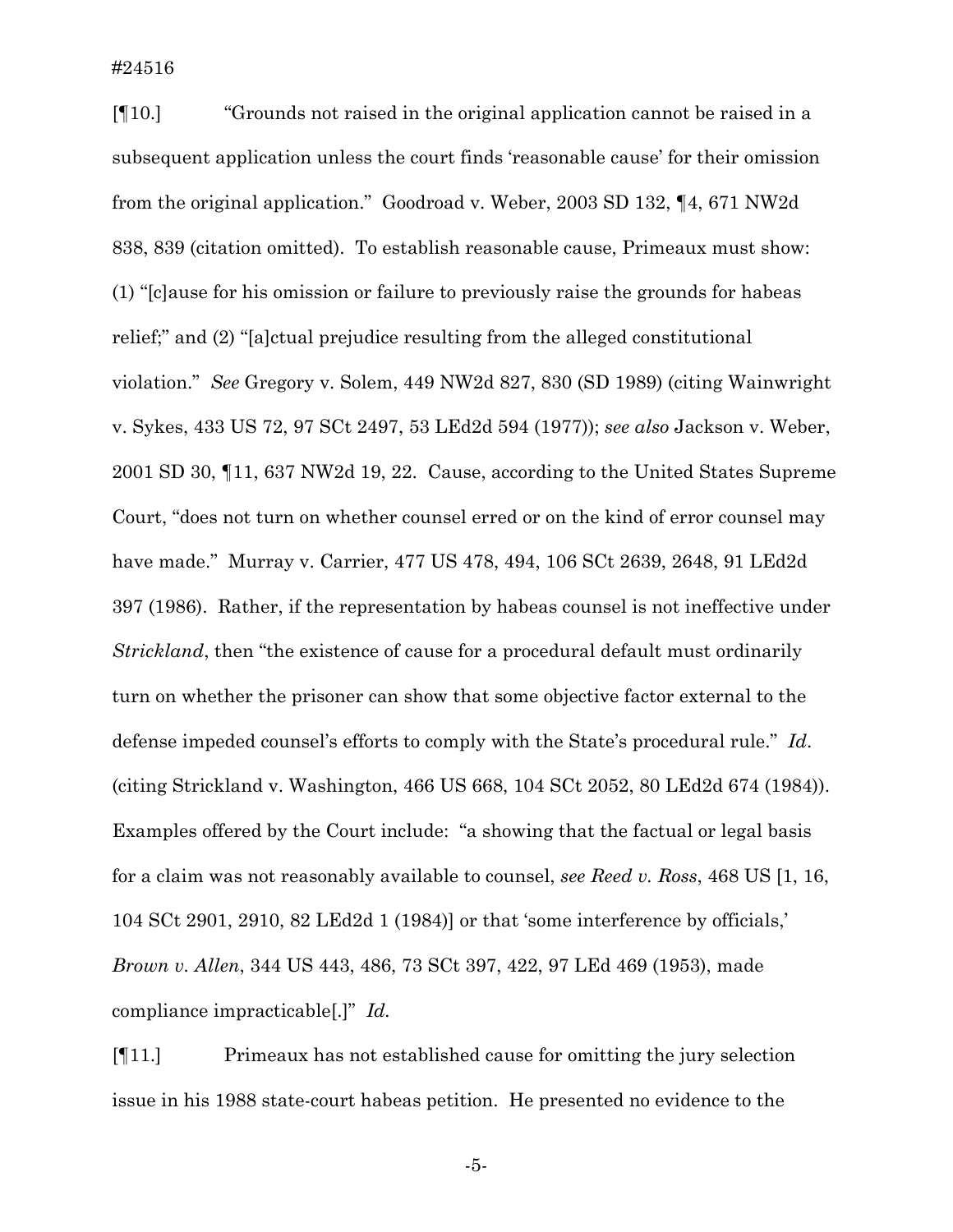[¶10.] "Grounds not raised in the original application cannot be raised in a subsequent application unless the court finds 'reasonable cause' for their omission from the original application." Goodroad v. Weber, 2003 SD 132, ¶4, 671 NW2d 838, 839 (citation omitted). To establish reasonable cause, Primeaux must show: (1) "[c]ause for his omission or failure to previously raise the grounds for habeas relief;" and (2) "[a]ctual prejudice resulting from the alleged constitutional violation." *See* Gregory v. Solem, 449 NW2d 827, 830 (SD 1989) (citing Wainwright v. Sykes, 433 US 72, 97 SCt 2497, 53 LEd2d 594 (1977)); *see also* Jackson v. Weber, 2001 SD 30, ¶11, 637 NW2d 19, 22. Cause, according to the United States Supreme Court, "does not turn on whether counsel erred or on the kind of error counsel may have made." Murray v. Carrier, 477 US 478, 494, 106 SCt 2639, 2648, 91 LEd2d 397 (1986). Rather, if the representation by habeas counsel is not ineffective under *Strickland*, then "the existence of cause for a procedural default must ordinarily turn on whether the prisoner can show that some objective factor external to the defense impeded counsel's efforts to comply with the State's procedural rule." *Id*. (citing Strickland v. Washington, 466 US 668, 104 SCt 2052, 80 LEd2d 674 (1984)). Examples offered by the Court include: "a showing that the factual or legal basis for a claim was not reasonably available to counsel, *see Reed v. Ross*, 468 US [1, 16, 104 SCt 2901, 2910, 82 LEd2d 1 (1984)] or that 'some interference by officials,' *Brown v. Allen*, 344 US 443, 486, 73 SCt 397, 422, 97 LEd 469 (1953), made compliance impracticable[.]" *Id.*

[¶11.] Primeaux has not established cause for omitting the jury selection issue in his 1988 state-court habeas petition. He presented no evidence to the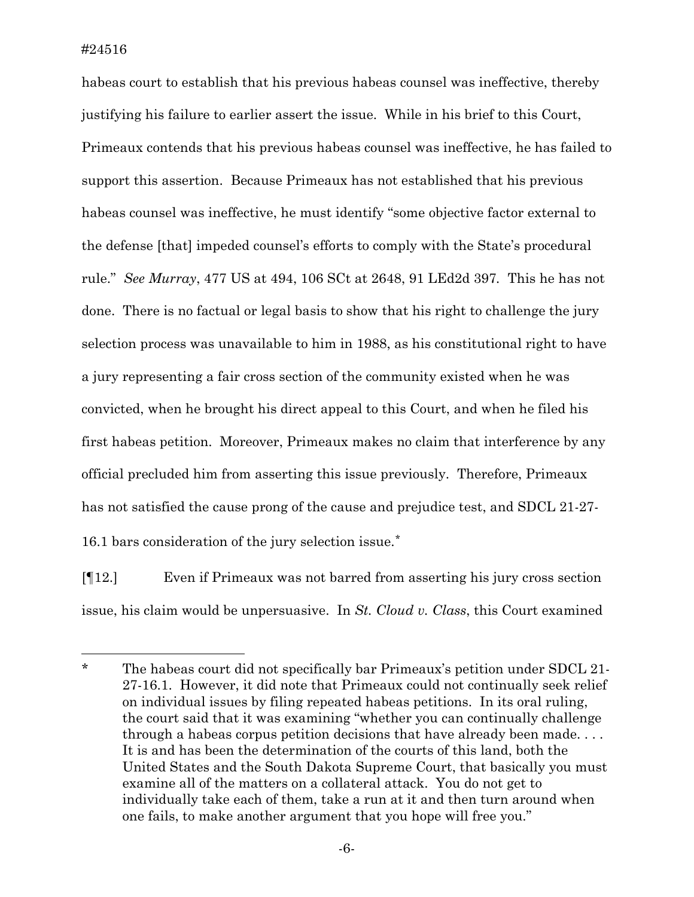habeas court to establish that his previous habeas counsel was ineffective, thereby justifying his failure to earlier assert the issue. While in his brief to this Court, Primeaux contends that his previous habeas counsel was ineffective, he has failed to support this assertion. Because Primeaux has not established that his previous habeas counsel was ineffective, he must identify "some objective factor external to the defense [that] impeded counsel's efforts to comply with the State's procedural rule." *See Murray*, 477 US at 494, 106 SCt at 2648, 91 LEd2d 397. This he has not done. There is no factual or legal basis to show that his right to challenge the jury selection process was unavailable to him in 1988, as his constitutional right to have a jury representing a fair cross section of the community existed when he was convicted, when he brought his direct appeal to this Court, and when he filed his first habeas petition. Moreover, Primeaux makes no claim that interference by any official precluded him from asserting this issue previously. Therefore, Primeaux has not satisfied the cause prong of the cause and prejudice test, and SDCL 21-27-16.1 bars consideration of the jury selection issue.*

[¶12.] Even if Primeaux was not barred from asserting his jury cross section issue, his claim would be unpersuasive. In *St. Cloud v. Class*, this Court examined

---

\* The habeas court did not specifically bar Primeaux's petition under SDCL 21-27-16.1. However, it did note that Primeaux could not continually seek relief on individual issues by filing repeated habeas petitions. In its oral ruling, the court said that it was examining "whether you can continually challenge through a habeas corpus petition decisions that have already been made. . . . It is and has been the determination of the courts of this land, both the United States and the South Dakota Supreme Court, that basically you must examine all of the matters on a collateral attack. You do not get to individually take each of them, take a run at it and then turn around when one fails, to make another argument that you hope will free you."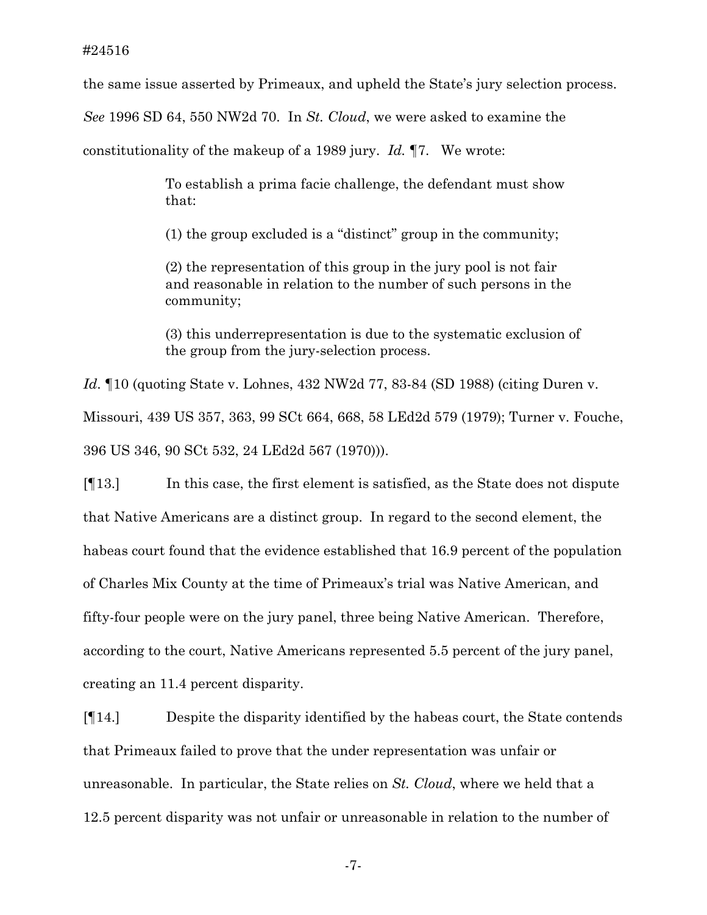the same issue asserted by Primeaux, and upheld the State's jury selection process. *See* 1996 SD 64, 550 NW2d 70. In *St. Cloud*, we were asked to examine the constitutionality of the makeup of a 1989 jury. *Id.* ¶7. We wrote:

> To establish a prima facie challenge, the defendant must show that:
>
> (1) the group excluded is a "distinct" group in the community;
>
> (2) the representation of this group in the jury pool is not fair and reasonable in relation to the number of such persons in the community;
>
> (3) this underrepresentation is due to the systematic exclusion of the group from the jury-selection process.

*Id*. ¶10 (quoting State v. Lohnes, 432 NW2d 77, 83-84 (SD 1988) (citing Duren v. Missouri, 439 US 357, 363, 99 SCt 664, 668, 58 LEd2d 579 (1979); Turner v. Fouche, 396 US 346, 90 SCt 532, 24 LEd2d 567 (1970))).

[¶13.] In this case, the first element is satisfied, as the State does not dispute that Native Americans are a distinct group. In regard to the second element, the habeas court found that the evidence established that 16.9 percent of the population of Charles Mix County at the time of Primeaux's trial was Native American, and fifty-four people were on the jury panel, three being Native American. Therefore, according to the court, Native Americans represented 5.5 percent of the jury panel, creating an 11.4 percent disparity.

[¶14.] Despite the disparity identified by the habeas court, the State contends that Primeaux failed to prove that the under representation was unfair or unreasonable. In particular, the State relies on *St. Cloud*, where we held that a 12.5 percent disparity was not unfair or unreasonable in relation to the number of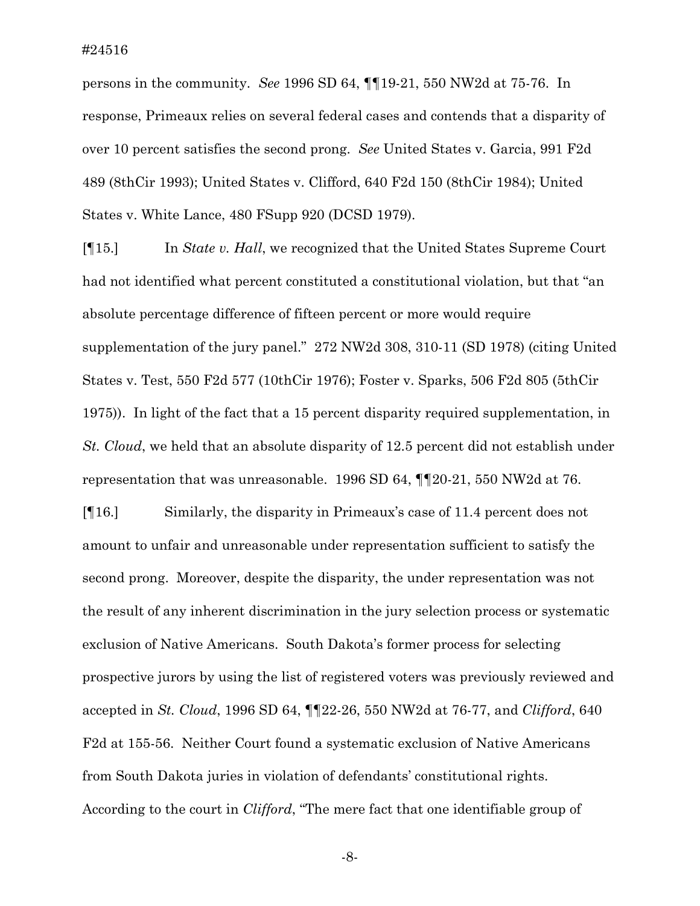persons in the community. *See* 1996 SD 64, ¶¶19-21, 550 NW2d at 75-76. In response, Primeaux relies on several federal cases and contends that a disparity of over 10 percent satisfies the second prong. *See* United States v. Garcia, 991 F2d 489 (8thCir 1993); United States v. Clifford, 640 F2d 150 (8thCir 1984); United States v. White Lance, 480 FSupp 920 (DCSD 1979).

[¶15.] In *State v. Hall*, we recognized that the United States Supreme Court had not identified what percent constituted a constitutional violation, but that "an absolute percentage difference of fifteen percent or more would require supplementation of the jury panel." 272 NW2d 308, 310-11 (SD 1978) (citing United States v. Test, 550 F2d 577 (10thCir 1976); Foster v. Sparks, 506 F2d 805 (5thCir 1975)). In light of the fact that a 15 percent disparity required supplementation, in *St. Cloud*, we held that an absolute disparity of 12.5 percent did not establish under representation that was unreasonable. 1996 SD 64, ¶¶20-21, 550 NW2d at 76.

[¶16.] Similarly, the disparity in Primeaux's case of 11.4 percent does not amount to unfair and unreasonable under representation sufficient to satisfy the second prong. Moreover, despite the disparity, the under representation was not the result of any inherent discrimination in the jury selection process or systematic exclusion of Native Americans. South Dakota's former process for selecting prospective jurors by using the list of registered voters was previously reviewed and accepted in *St. Cloud*, 1996 SD 64, ¶¶22-26, 550 NW2d at 76-77, and *Clifford*, 640 F2d at 155-56. Neither Court found a systematic exclusion of Native Americans from South Dakota juries in violation of defendants' constitutional rights. According to the court in *Clifford*, "The mere fact that one identifiable group of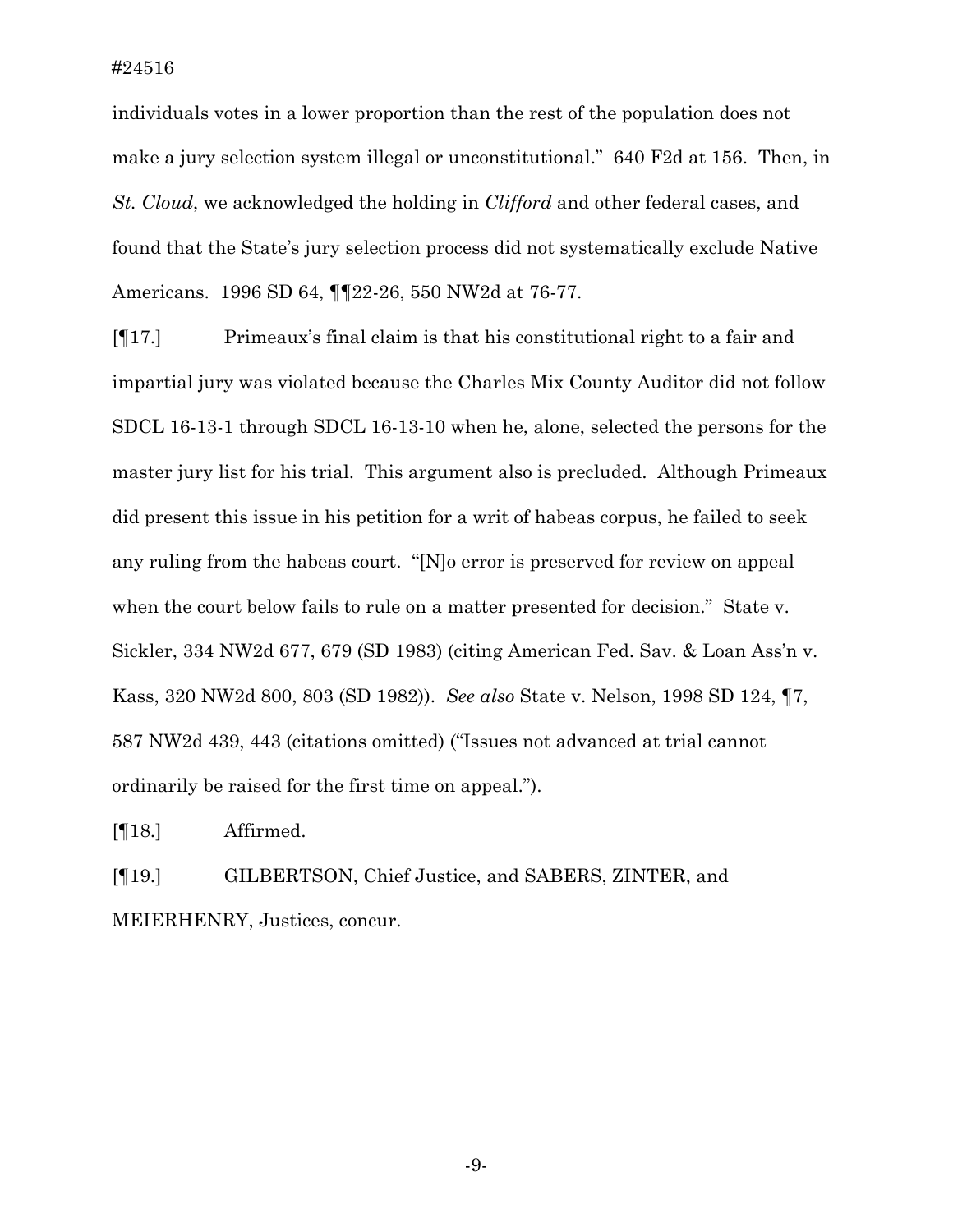individuals votes in a lower proportion than the rest of the population does not make a jury selection system illegal or unconstitutional." 640 F2d at 156. Then, in *St. Cloud*, we acknowledged the holding in *Clifford* and other federal cases, and found that the State's jury selection process did not systematically exclude Native Americans. 1996 SD 64, ¶¶22-26, 550 NW2d at 76-77.

[¶17.] Primeaux's final claim is that his constitutional right to a fair and impartial jury was violated because the Charles Mix County Auditor did not follow SDCL 16-13-1 through SDCL 16-13-10 when he, alone, selected the persons for the master jury list for his trial. This argument also is precluded. Although Primeaux did present this issue in his petition for a writ of habeas corpus, he failed to seek any ruling from the habeas court. "[N]o error is preserved for review on appeal when the court below fails to rule on a matter presented for decision." State v. Sickler, 334 NW2d 677, 679 (SD 1983) (citing American Fed. Sav. & Loan Ass'n v. Kass, 320 NW2d 800, 803 (SD 1982)). *See also* State v. Nelson, 1998 SD 124, ¶7, 587 NW2d 439, 443 (citations omitted) ("Issues not advanced at trial cannot ordinarily be raised for the first time on appeal.").

[¶18.] Affirmed.

[¶19.] GILBERTSON, Chief Justice, and SABERS, ZINTER, and MEIERHENRY, Justices, concur.